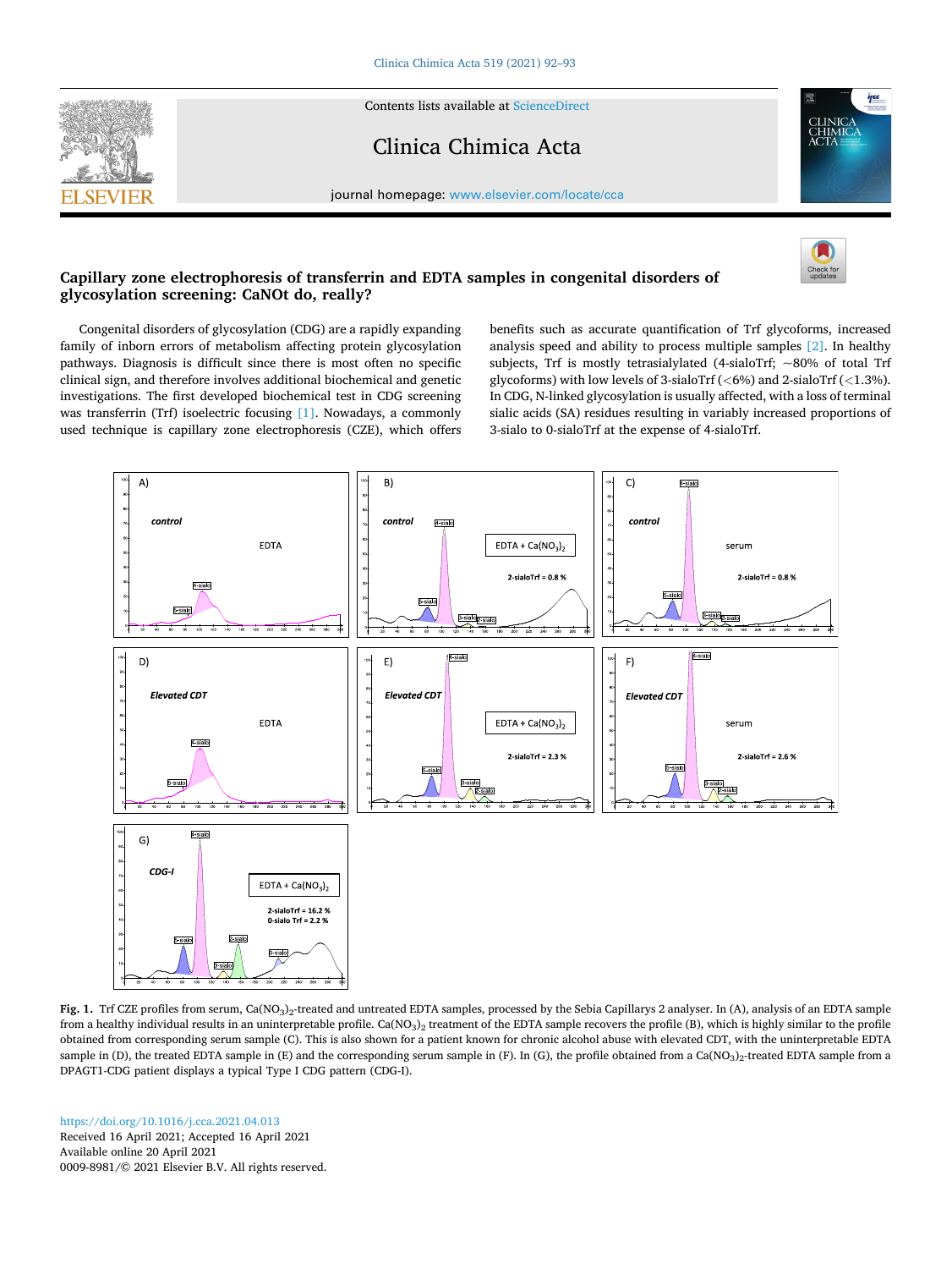# Capillary zone electrophoresis of transferrin and EDTA samples in congenital disorders of glycosylation screening: CaNOt do, really?

Congenital disorders of glycosylation (CDG) are a rapidly expanding family of inborn errors of metabolism affecting protein glycosylation pathways. Diagnosis is difficult since there is most often no specific clinical sign, and therefore involves additional biochemical and genetic investigations. The first developed biochemical test in CDG screening was transferrin (Trf) isoelectric focusing [1]. Nowadays, a commonly used technique is capillary zone electrophoresis (CZE), which offers benefits such as accurate quantification of Trf glycoforms, increased analysis speed and ability to process multiple samples [2]. In healthy subjects, Trf is mostly tetrasialylated (4-sialoTrf; ~80% of total Trf glycoforms) with low levels of 3-sialoTrf (<6%) and 2-sialoTrf (<1.3%). In CDG, N-linked glycosylation is usually affected, with a loss of terminal sialic acids (SA) residues resulting in variably increased proportions of 3-sialo to 0-sialoTrf at the expense of 4-sialoTrf.

**Fig. 1.** Trf CZE profiles from serum, $Ca(NO_3)_2$-treated and untreated EDTA samples, processed by the Sebia Capillarys 2 analyser. In (A), analysis of an EDTA sample from a healthy individual results in an uninterpretable profile. $Ca(NO_3)_2$ treatment of the EDTA sample recovers the profile (B), which is highly similar to the profile obtained from corresponding serum sample (C). This is also shown for a patient known for chronic alcohol abuse with elevated CDT, with the uninterpretable EDTA sample in (D), the treated EDTA sample in (E) and the corresponding serum sample in (F). In (G), the profile obtained from a $Ca(NO_3)_2$-treated EDTA sample from a DPAGT1-CDG patient displays a typical Type I CDG pattern (CDG-I).

https://doi.org/10.1016/j.cca.2021.04.013
Received 16 April 2021; Accepted 16 April 2021
Available online 20 April 2021
0009-8981/© 2021 Elsevier B.V. All rights reserved.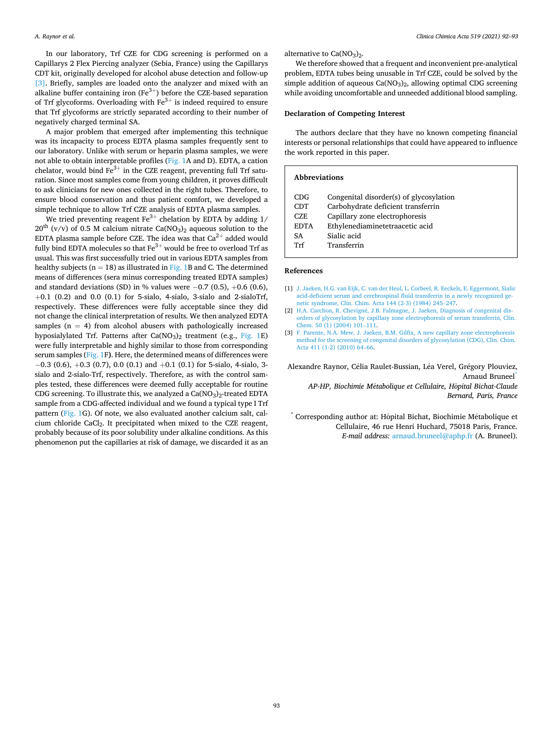In our laboratory, Trf CZE for CDG screening is performed on a Capillarys 2 Flex Piercing analyzer (Sebia, France) using the Capillarys CDT kit, originally developed for alcohol abuse detection and follow-up [3]. Briefly, samples are loaded onto the analyzer and mixed with an alkaline buffer containing iron ($Fe^{3+}$) before the CZE-based separation of Trf glycoforms. Overloading with $Fe^{3+}$ is indeed required to ensure that Trf glycoforms are strictly separated according to their number of negatively charged terminal SA.

A major problem that emerged after implementing this technique was its incapacity to process EDTA plasma samples frequently sent to our laboratory. Unlike with serum or heparin plasma samples, we were not able to obtain interpretable profiles (Fig. 1A and D). EDTA, a cation chelator, would bind $Fe^{3+}$ in the CZE reagent, preventing full Trf saturation. Since most samples come from young children, it proves difficult to ask clinicians for new ones collected in the right tubes. Therefore, to ensure blood conservation and thus patient comfort, we developed a simple technique to allow Trf CZE analysis of EDTA plasma samples.

We tried preventing reagent $Fe^{3+}$ chelation by EDTA by adding 1/20th (v/v) of 0.5 M calcium nitrate $Ca(NO_3)_2$ aqueous solution to the EDTA plasma sample before CZE. The idea was that $Ca^{2+}$ added would fully bind EDTA molecules so that $Fe^{3+}$ would be free to overload Trf as usual. This was first successfully tried out in various EDTA samples from healthy subjects (n = 18) as illustrated in Fig. 1B and C. The determined means of differences (sera minus corresponding treated EDTA samples) and standard deviations (SD) in % values were −0.7 (0.5), +0.6 (0.6), +0.1 (0.2) and 0.0 (0.1) for 5-sialo, 4-sialo, 3-sialo and 2-sialoTrf, respectively. These differences were fully acceptable since they did not change the clinical interpretation of results. We then analyzed EDTA samples (n = 4) from alcohol abusers with pathologically increased hyposialylated Trf. Patterns after $Ca(NO_3)_2$ treatment (e.g., Fig. 1E) were fully interpretable and highly similar to those from corresponding serum samples (Fig. 1F). Here, the determined means of differences were −0.3 (0.6), +0.3 (0.7), 0.0 (0.1) and +0.1 (0.1) for 5-sialo, 4-sialo, 3-sialo and 2-sialo-Trf, respectively. Therefore, as with the control samples tested, these differences were deemed fully acceptable for routine CDG screening. To illustrate this, we analyzed a $Ca(NO_3)_2$-treated EDTA sample from a CDG-affected individual and we found a typical type I Trf pattern (Fig. 1G). Of note, we also evaluated another calcium salt, calcium chloride $CaCl_2$. It precipitated when mixed to the CZE reagent, probably because of its poor solubility under alkaline conditions. As this phenomenon put the capillaries at risk of damage, we discarded it as an alternative to $Ca(NO_3)_2$.

We therefore showed that a frequent and inconvenient pre-analytical problem, EDTA tubes being unusable in Trf CZE, could be solved by the simple addition of aqueous $Ca(NO_3)_2$, allowing optimal CDG screening while avoiding uncomfortable and unneeded additional blood sampling.

## Declaration of Competing Interest

The authors declare that they have no known competing financial interests or personal relationships that could have appeared to influence the work reported in this paper.

**Abbreviations**

| | |
|---|---|
| CDG | Congenital disorder(s) of glycosylation |
| CDT | Carbohydrate deficient transferrin |
| CZE | Capillary zone electrophoresis |
| EDTA | Ethylenediaminetetraacetic acid |
| SA | Sialic acid |
| Trf | Transferrin |

## References

[1] J. Jaeken, H.G. van Eijk, C. van der Heul, L. Corbeel, R. Eeckels, E. Eggermont, Sialic acid-deficient serum and cerebrospinal fluid transferrin in a newly recognized genetic syndrome, Clin. Chim. Acta 144 (2-3) (1984) 245–247.

[2] H.A. Carchon, R. Chevigné, J.B. Falmagne, J. Jaeken, Diagnosis of congenital disorders of glycosylation by capillary zone electrophoresis of serum transferrin, Clin. Chem. 50 (1) (2004) 101–111.

[3] F. Parente, N.A. Mew, J. Jaeken, B.M. Gilfix, A new capillary zone electrophoresis method for the screening of congenital disorders of glycosylation (CDG), Clin. Chim. Acta 411 (1-2) (2010) 64–66.

Alexandre Raynor, Célia Raulet-Bussian, Léa Verel, Grégory Plouviez, Arnaud Bruneel*

*AP-HP, Biochimie Métabolique et Cellulaire, Hôpital Bichat-Claude Bernard, Paris, France*

* Corresponding author at: Hôpital Bichat, Biochimie Métabolique et Cellulaire, 46 rue Henri Huchard, 75018 Paris, France.
*E-mail address:* arnaud.bruneel@aphp.fr (A. Bruneel).